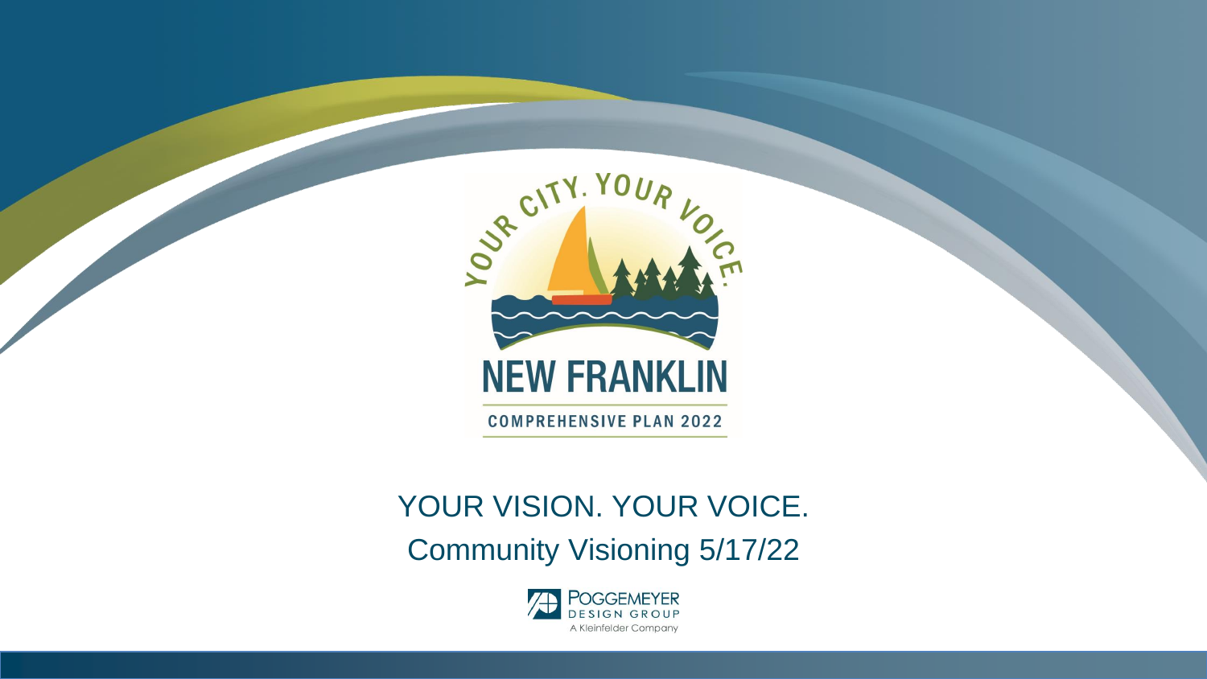YOUR CITY. YOUR VOICE.

# NEW FRANKLIN

COMPREHENSIVE PLAN 2022

## YOUR VISION. YOUR VOICE.

Community Visioning 5/17/22

POGGEMEYER DESIGN GROUP
A Kleinfelder Company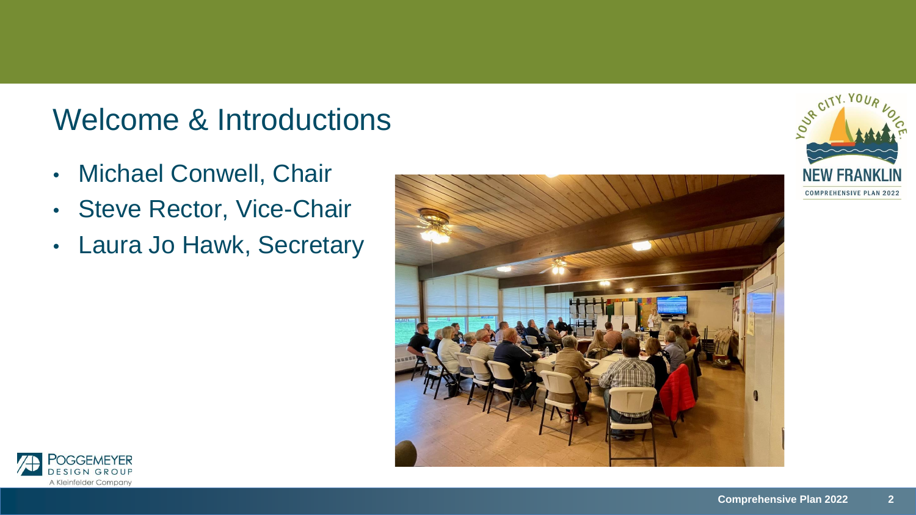# Welcome & Introductions

- Michael Conwell, Chair
- Steve Rector, Vice-Chair
- Laura Jo Hawk, Secretary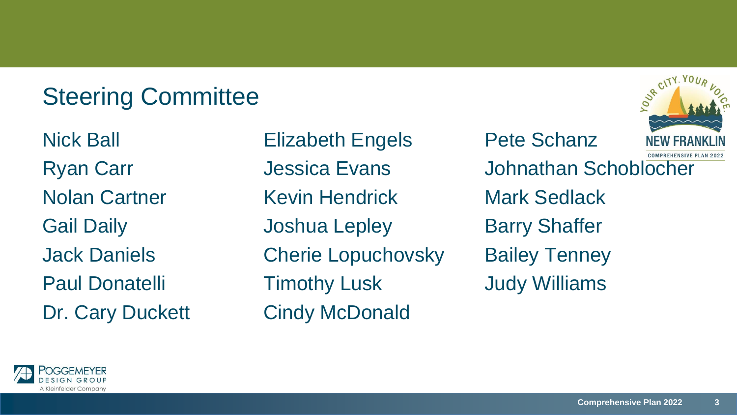# Steering Committee

Nick Ball
Ryan Carr
Nolan Cartner
Gail Daily
Jack Daniels
Paul Donatelli
Dr. Cary Duckett

Elizabeth Engels
Jessica Evans
Kevin Hendrick
Joshua Lepley
Cherie Lopuchovsky
Timothy Lusk
Cindy McDonald

Pete Schanz
Johnathan Schoblocher
Mark Sedlack
Barry Shaffer
Bailey Tenney
Judy Williams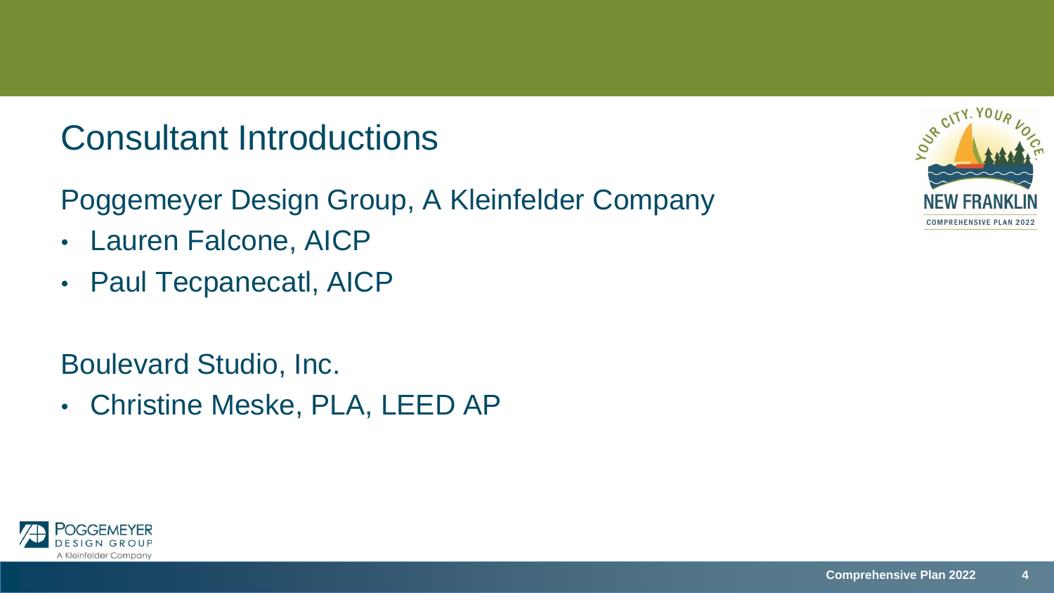# Consultant Introductions

Poggemeyer Design Group, A Kleinfelder Company

- Lauren Falcone, AICP
- Paul Tecpanecatl, AICP

Boulevard Studio, Inc.

- Christine Meske, PLA, LEED AP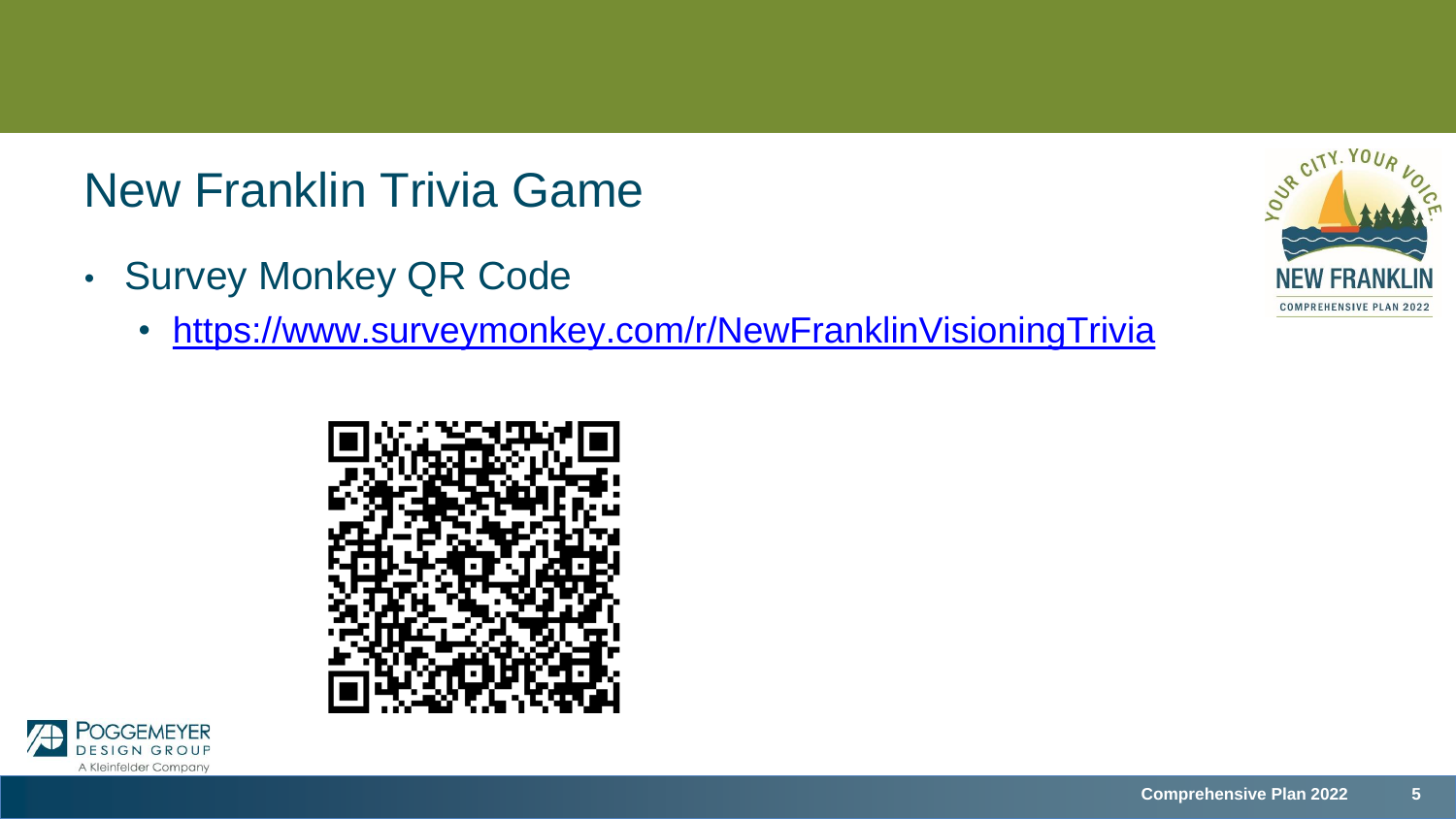# New Franklin Trivia Game

- Survey Monkey QR Code
  - https://www.surveymonkey.com/r/NewFranklinVisioningTrivia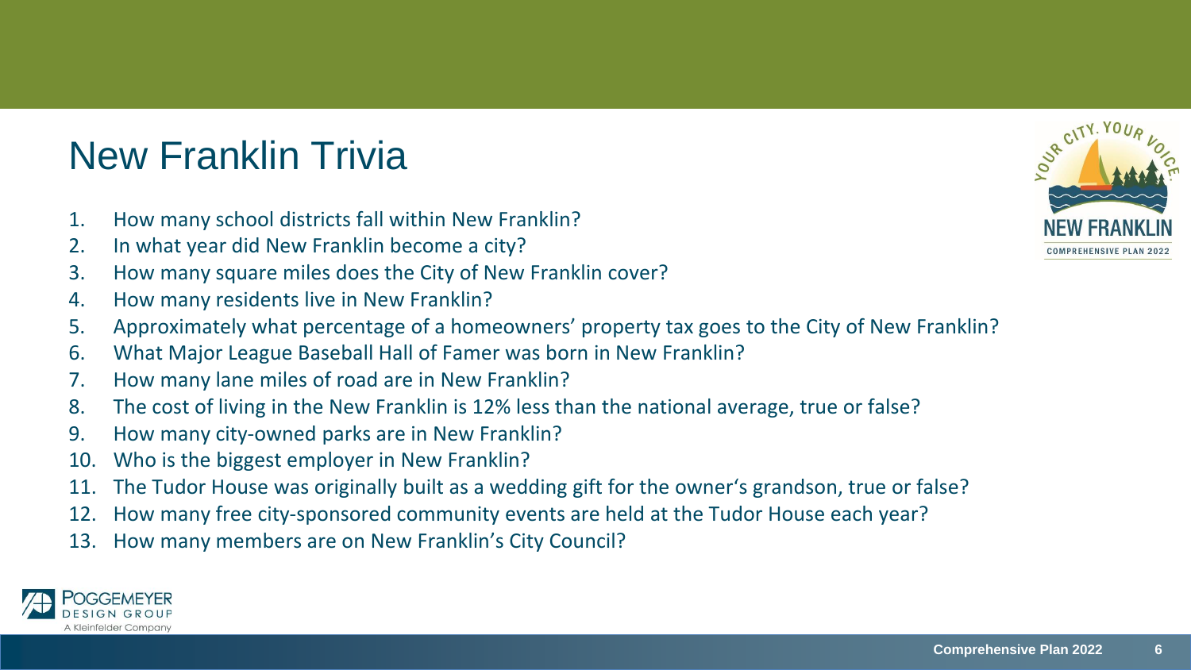# New Franklin Trivia

1. How many school districts fall within New Franklin?
2. In what year did New Franklin become a city?
3. How many square miles does the City of New Franklin cover?
4. How many residents live in New Franklin?
5. Approximately what percentage of a homeowners' property tax goes to the City of New Franklin?
6. What Major League Baseball Hall of Famer was born in New Franklin?
7. How many lane miles of road are in New Franklin?
8. The cost of living in the New Franklin is 12% less than the national average, true or false?
9. How many city-owned parks are in New Franklin?
10. Who is the biggest employer in New Franklin?
11. The Tudor House was originally built as a wedding gift for the owner's grandson, true or false?
12. How many free city-sponsored community events are held at the Tudor House each year?
13. How many members are on New Franklin's City Council?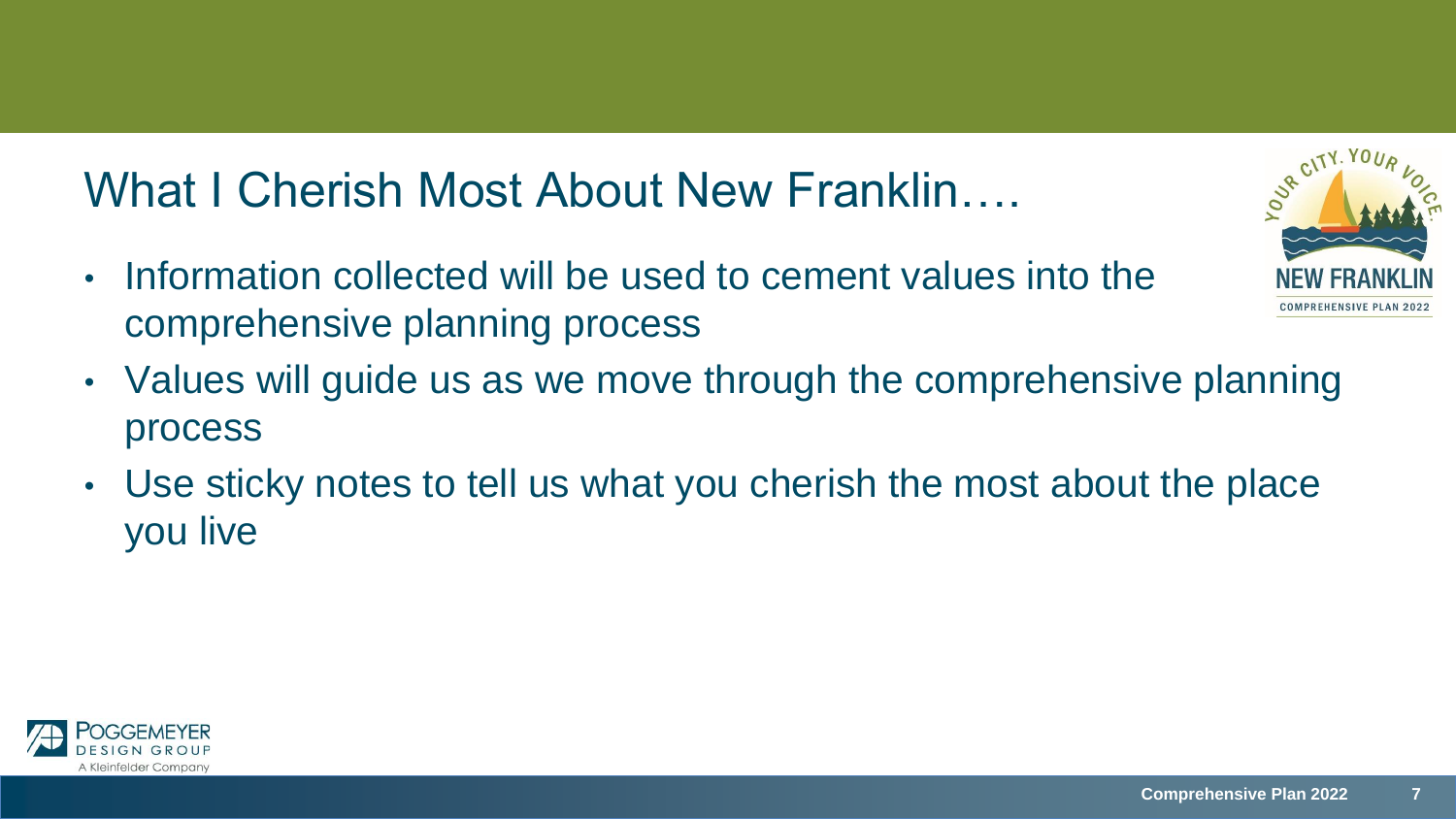# What I Cherish Most About New Franklin….

- Information collected will be used to cement values into the comprehensive planning process
- Values will guide us as we move through the comprehensive planning process
- Use sticky notes to tell us what you cherish the most about the place you live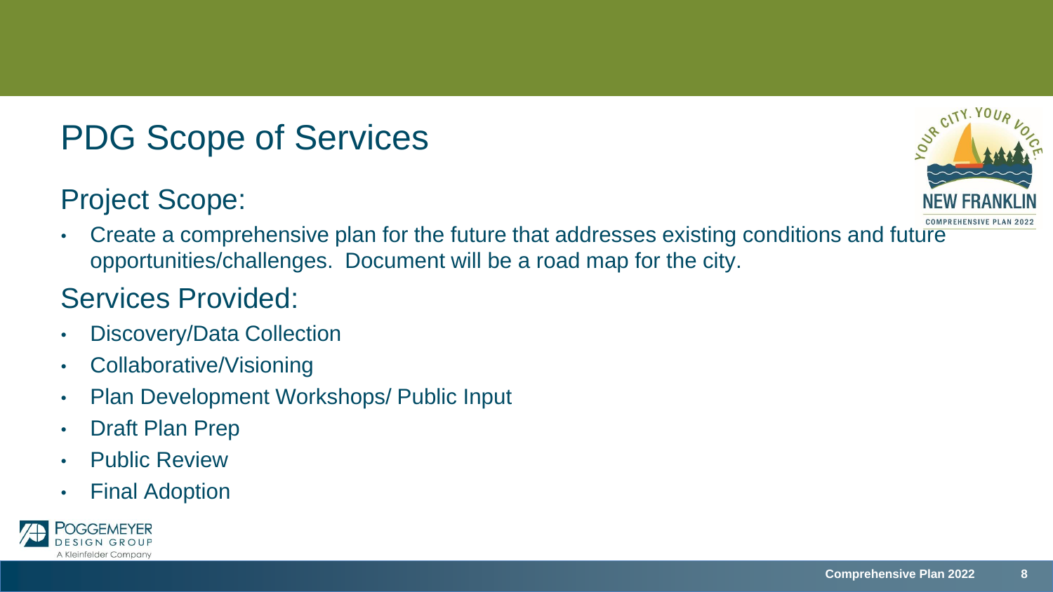# PDG Scope of Services

## Project Scope:

- Create a comprehensive plan for the future that addresses existing conditions and future opportunities/challenges. Document will be a road map for the city.

## Services Provided:

- Discovery/Data Collection
- Collaborative/Visioning
- Plan Development Workshops/ Public Input
- Draft Plan Prep
- Public Review
- Final Adoption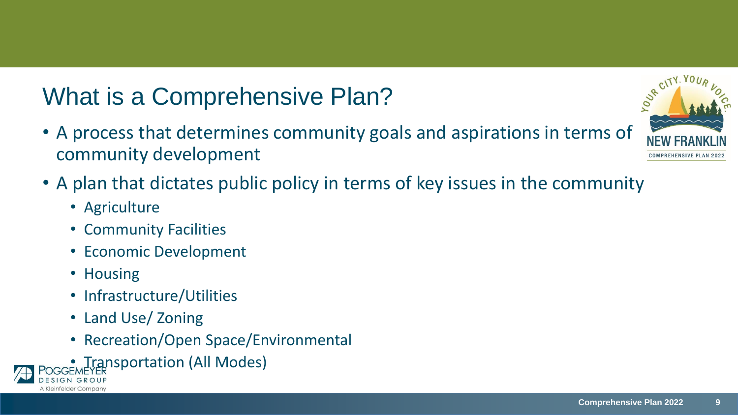# What is a Comprehensive Plan?

- A process that determines community goals and aspirations in terms of community development
- A plan that dictates public policy in terms of key issues in the community
  - Agriculture
  - Community Facilities
  - Economic Development
  - Housing
  - Infrastructure/Utilities
  - Land Use/ Zoning
  - Recreation/Open Space/Environmental
  - Transportation (All Modes)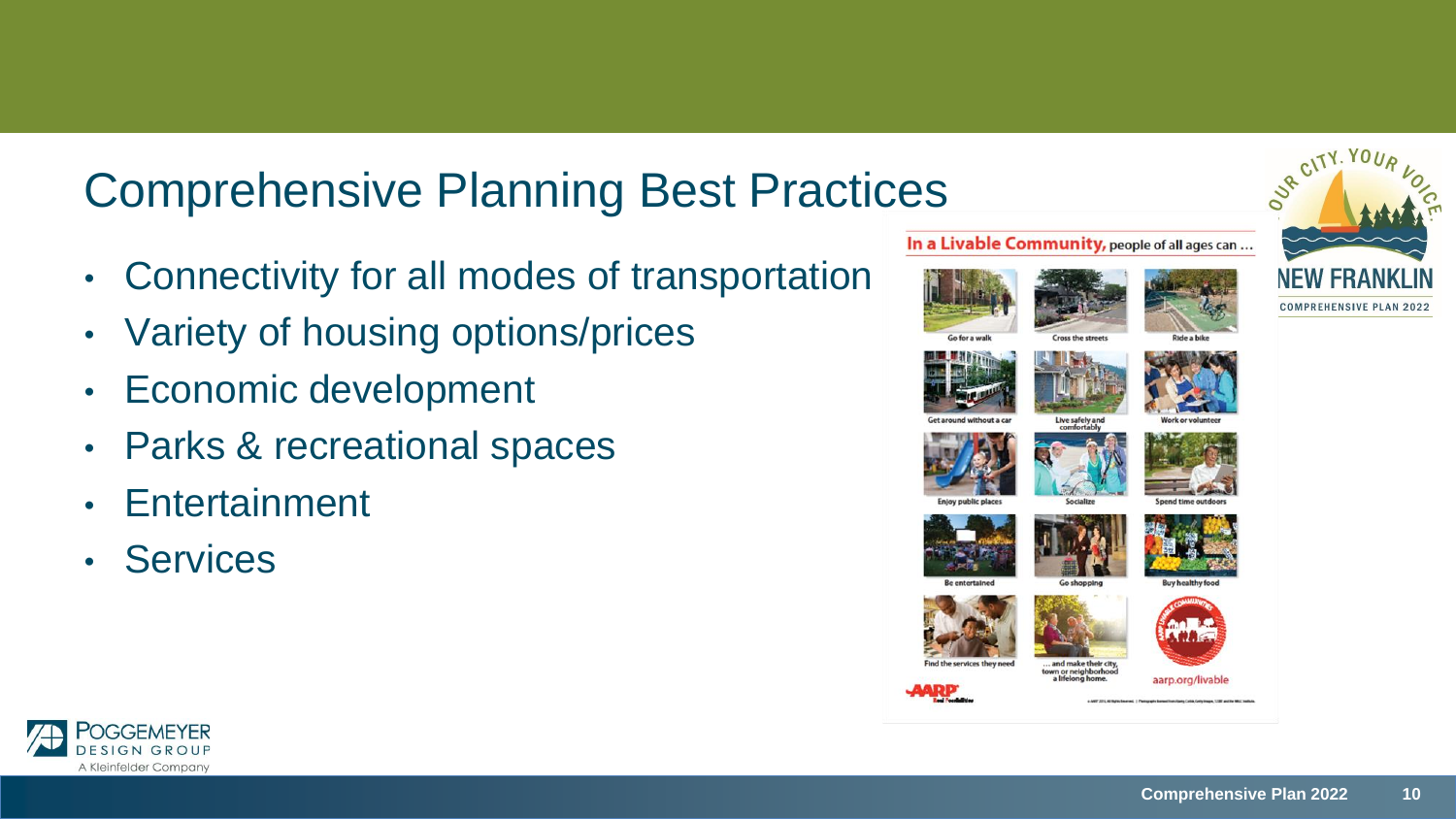# Comprehensive Planning Best Practices

- Connectivity for all modes of transportation
- Variety of housing options/prices
- Economic development
- Parks & recreational spaces
- Entertainment
- Services

**In a Livable Community,** people of all ages can …

Go for a walk | Cross the streets | Ride a bike | Get around without a car | Live safely and comfortably | Work or volunteer | Enjoy public places | Socialize | Spend time outdoors | Be entertained | Go shopping | Buy healthy food | Find the services they need | … and make their city, town or neighborhood a lifelong home.

aarp.org/livable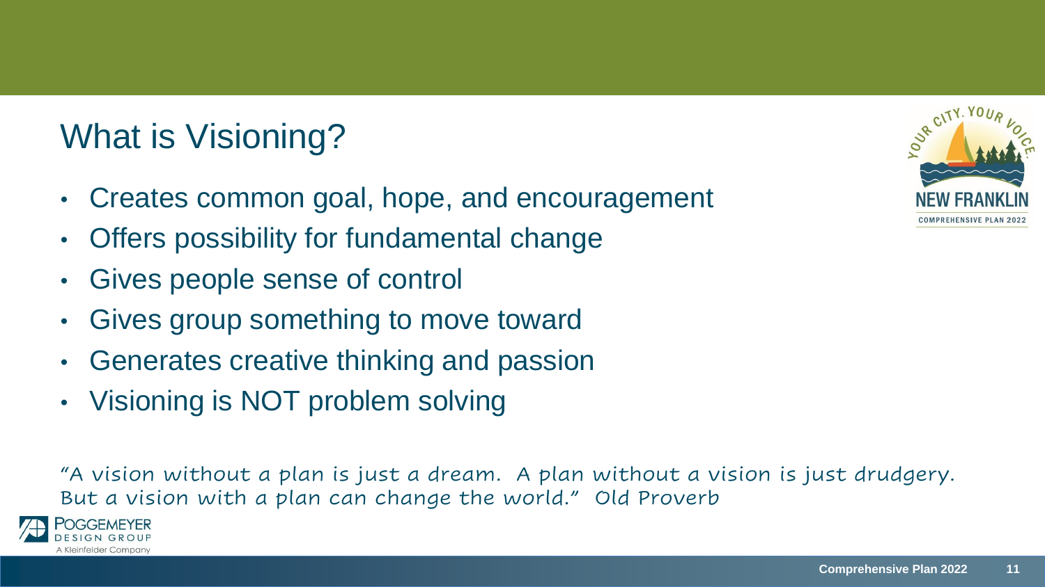# What is Visioning?

- Creates common goal, hope, and encouragement
- Offers possibility for fundamental change
- Gives people sense of control
- Gives group something to move toward
- Generates creative thinking and passion
- Visioning is NOT problem solving

"A vision without a plan is just a dream. A plan without a vision is just drudgery. But a vision with a plan can change the world." Old Proverb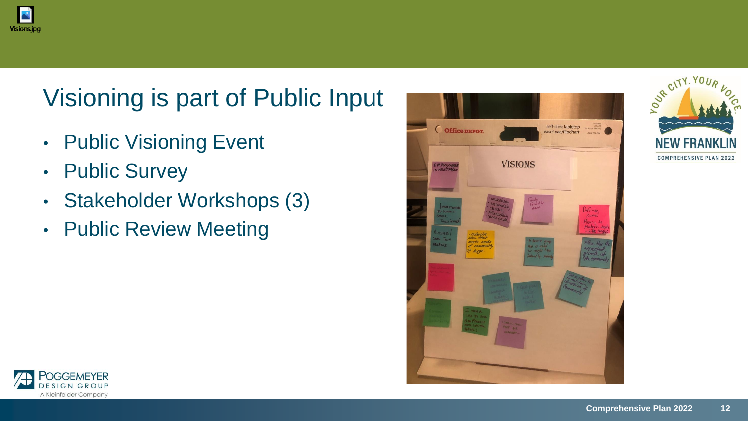# Visioning is part of Public Input

- Public Visioning Event
- Public Survey
- Stakeholder Workshops (3)
- Public Review Meeting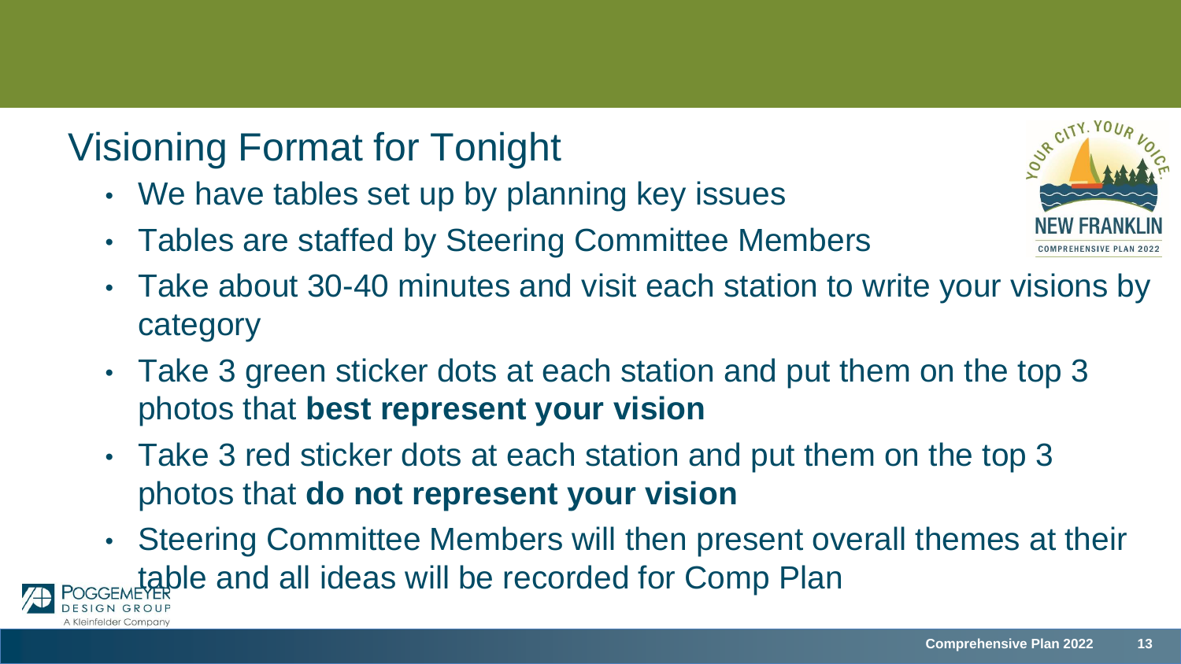## Visioning Format for Tonight

- We have tables set up by planning key issues
- Tables are staffed by Steering Committee Members
- Take about 30-40 minutes and visit each station to write your visions by category
- Take 3 green sticker dots at each station and put them on the top 3 photos that **best represent your vision**
- Take 3 red sticker dots at each station and put them on the top 3 photos that **do not represent your vision**
- Steering Committee Members will then present overall themes at their table and all ideas will be recorded for Comp Plan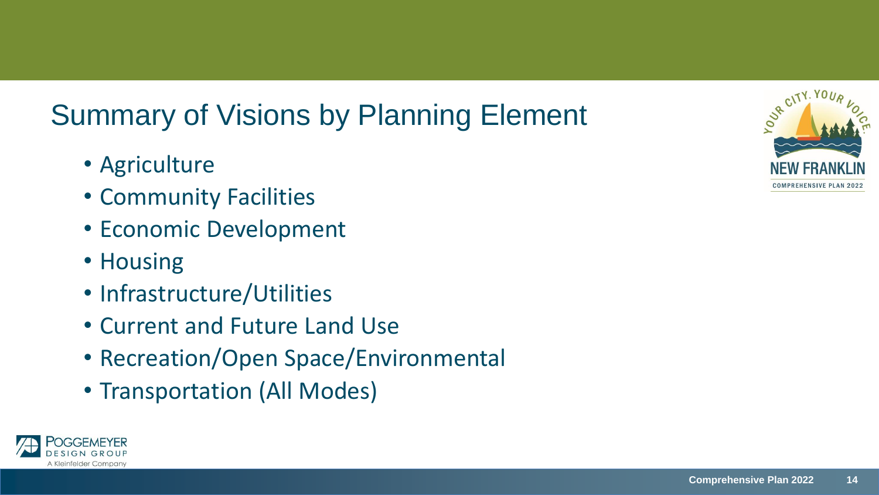# Summary of Visions by Planning Element

- Agriculture
- Community Facilities
- Economic Development
- Housing
- Infrastructure/Utilities
- Current and Future Land Use
- Recreation/Open Space/Environmental
- Transportation (All Modes)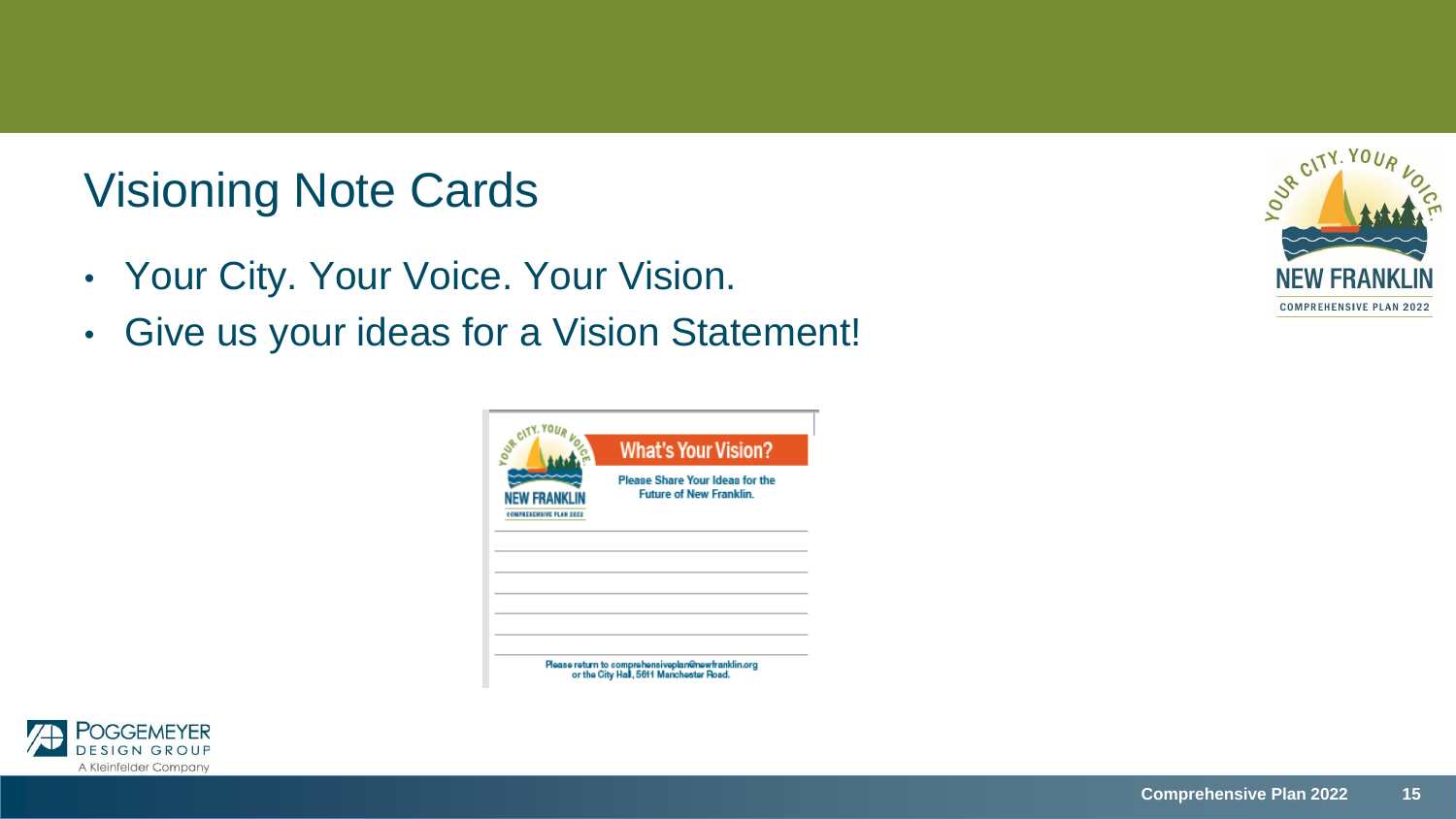# Visioning Note Cards

- Your City. Your Voice. Your Vision.
- Give us your ideas for a Vision Statement!

What's Your Vision?

Please Share Your Ideas for the Future of New Franklin.

Please return to comprehensiveplan@newfranklin.org or the City Hall, 5611 Manchester Road.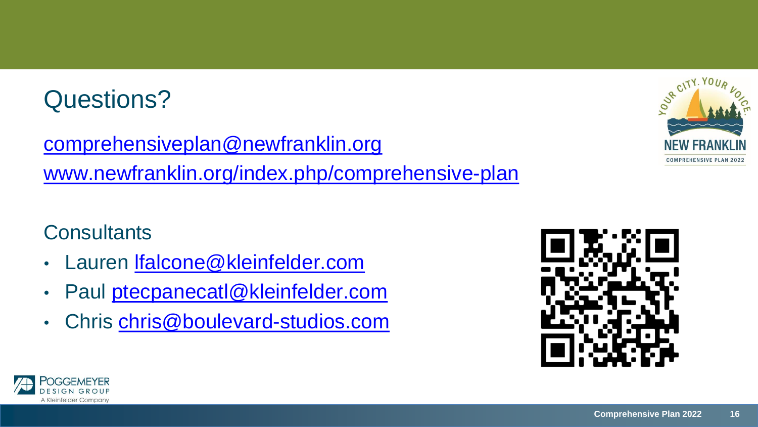# Questions?

comprehensiveplan@newfranklin.org

www.newfranklin.org/index.php/comprehensive-plan

## Consultants

- Lauren lfalcone@kleinfelder.com
- Paul ptecpanecatl@kleinfelder.com
- Chris chris@boulevard-studios.com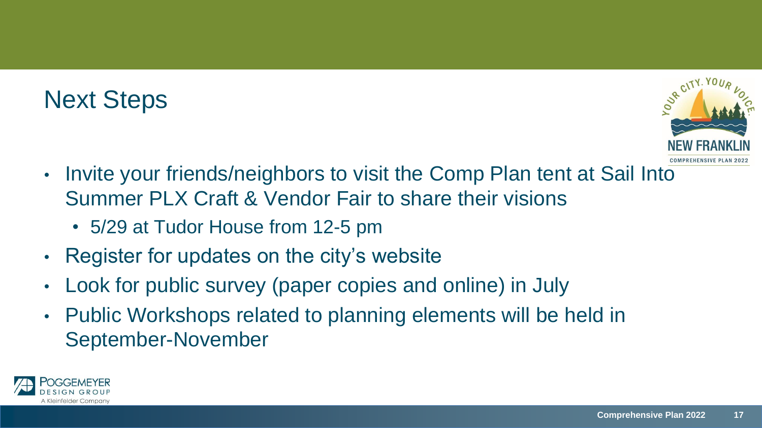# Next Steps

- Invite your friends/neighbors to visit the Comp Plan tent at Sail Into Summer PLX Craft & Vendor Fair to share their visions
  - 5/29 at Tudor House from 12-5 pm
- Register for updates on the city's website
- Look for public survey (paper copies and online) in July
- Public Workshops related to planning elements will be held in September-November